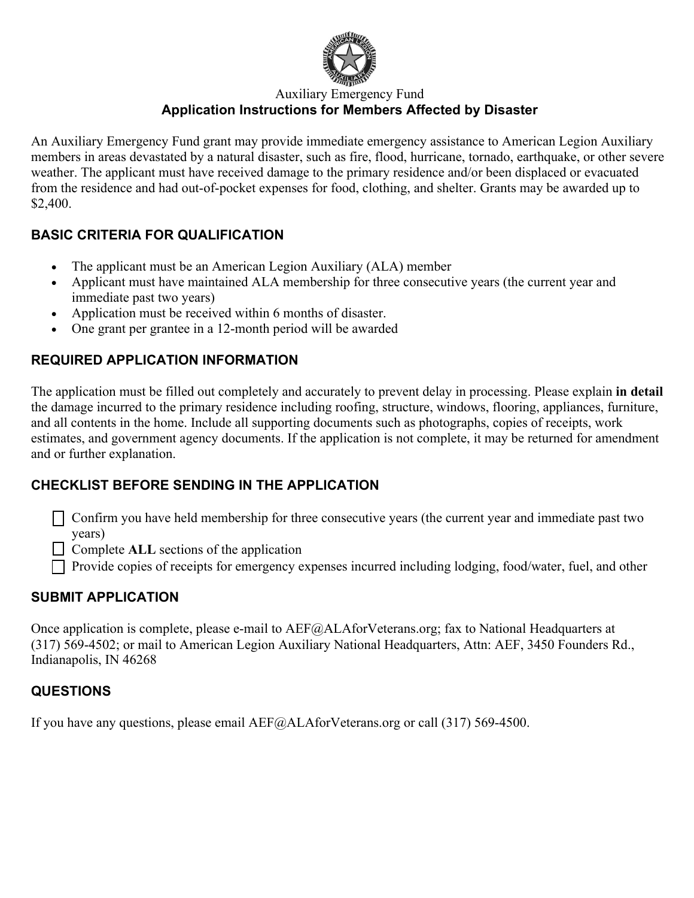Auxiliary Emergency Fund

# Application Instructions for Members Affected by Disaster

An Auxiliary Emergency Fund grant may provide immediate emergency assistance to American Legion Auxiliary members in areas devastated by a natural disaster, such as fire, flood, hurricane, tornado, earthquake, or other severe weather. The applicant must have received damage to the primary residence and/or been displaced or evacuated from the residence and had out-of-pocket expenses for food, clothing, and shelter. Grants may be awarded up to $2,400.

## BASIC CRITERIA FOR QUALIFICATION

- The applicant must be an American Legion Auxiliary (ALA) member
- Applicant must have maintained ALA membership for three consecutive years (the current year and immediate past two years)
- Application must be received within 6 months of disaster.
- One grant per grantee in a 12-month period will be awarded

## REQUIRED APPLICATION INFORMATION

The application must be filled out completely and accurately to prevent delay in processing. Please explain **in detail** the damage incurred to the primary residence including roofing, structure, windows, flooring, appliances, furniture, and all contents in the home. Include all supporting documents such as photographs, copies of receipts, work estimates, and government agency documents. If the application is not complete, it may be returned for amendment and or further explanation.

## CHECKLIST BEFORE SENDING IN THE APPLICATION

- [ ] Confirm you have held membership for three consecutive years (the current year and immediate past two years)
- [ ] Complete **ALL** sections of the application
- [ ] Provide copies of receipts for emergency expenses incurred including lodging, food/water, fuel, and other

## SUBMIT APPLICATION

Once application is complete, please e-mail to AEF@ALAforVeterans.org; fax to National Headquarters at (317) 569-4502; or mail to American Legion Auxiliary National Headquarters, Attn: AEF, 3450 Founders Rd., Indianapolis, IN 46268

## QUESTIONS

If you have any questions, please email AEF@ALAforVeterans.org or call (317) 569-4500.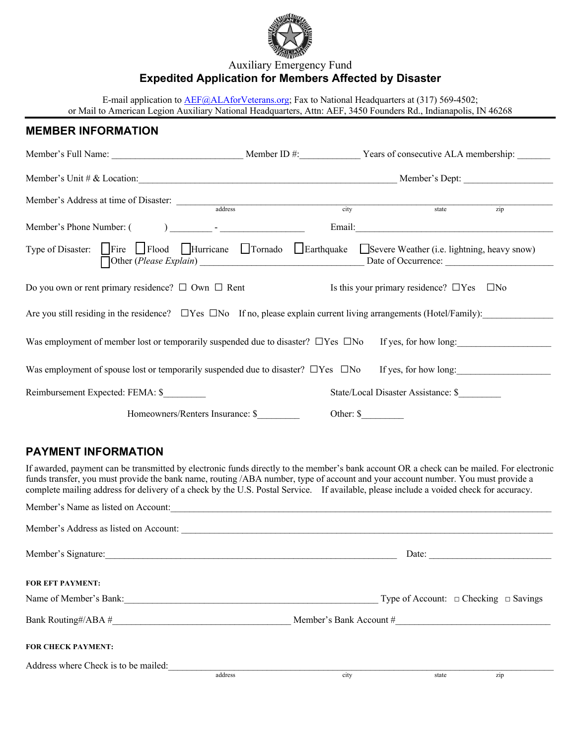Auxiliary Emergency Fund

**Expedited Application for Members Affected by Disaster**

E-mail application to AEF@ALAforVeterans.org; Fax to National Headquarters at (317) 569-4502;
or Mail to American Legion Auxiliary National Headquarters, Attn: AEF, 3450 Founders Rd., Indianapolis, IN 46268

## MEMBER INFORMATION

Member's Full Name: ___________________________ Member ID #:_____________ Years of consecutive ALA membership: _______

Member's Unit # & Location:______________________________________________________ Member's Dept: ___________________

Member's Address at time of Disaster: ______________________________________________________________________________
address city state zip

Member's Phone Number: (          ) _________ - __________________ Email:______________________________________________

Type of Disaster: ☐Fire ☐Flood ☐Hurricane ☐Tornado ☐Earthquake ☐Severe Weather (i.e. lightning, heavy snow)
☐Other (*Please Explain*) __________________________________ Date of Occurrence: ______________________

Do you own or rent primary residence? ☐ Own ☐ Rent Is this your primary residence? ☐Yes ☐No

Are you still residing in the residence? ☐Yes ☐No If no, please explain current living arrangements (Hotel/Family):_______________

Was employment of member lost or temporarily suspended due to disaster? ☐Yes ☐No If yes, for how long:____________________

Was employment of spouse lost or temporarily suspended due to disaster? ☐Yes ☐No If yes, for how long:____________________

Reimbursement Expected: FEMA: $_________ State/Local Disaster Assistance: $_________

Homeowners/Renters Insurance: $_________ Other: $_________

## PAYMENT INFORMATION

If awarded, payment can be transmitted by electronic funds directly to the member's bank account OR a check can be mailed. For electronic funds transfer, you must provide the bank name, routing /ABA number, type of account and your account number. You must provide a complete mailing address for delivery of a check by the U.S. Postal Service. If available, please include a voided check for accuracy.

Member's Name as listed on Account:______________________________________________________________________________

Member's Address as listed on Account: ____________________________________________________________________________

Member's Signature:_____________________________________________________________ Date: __________________________

**FOR EFT PAYMENT:**

Name of Member's Bank:____________________________________________________ Type of Account: ☐ Checking ☐ Savings

Bank Routing#/ABA #______________________________________ Member's Bank Account #_________________________________

**FOR CHECK PAYMENT:**

Address where Check is to be mailed:_______________________________________________________________________________
address city state zip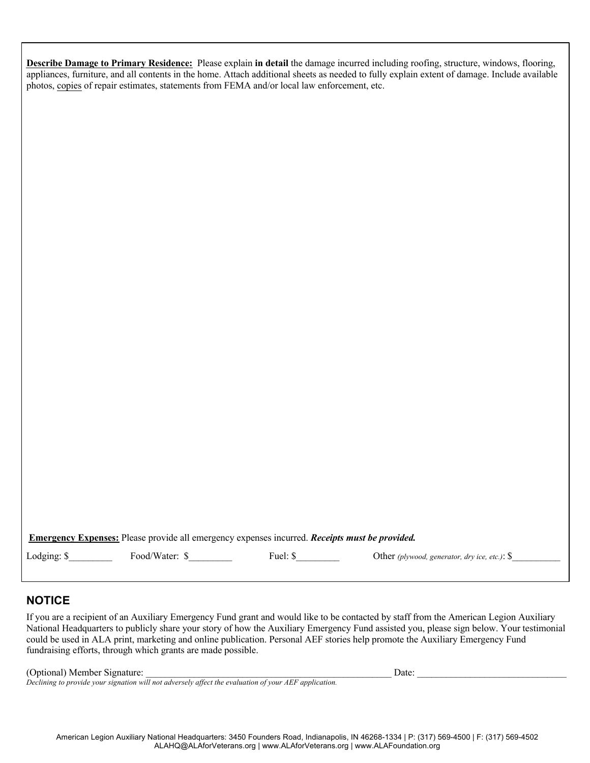**Describe Damage to Primary Residence:** Please explain **in detail** the damage incurred including roofing, structure, windows, flooring, appliances, furniture, and all contents in the home. Attach additional sheets as needed to fully explain extent of damage. Include available photos, copies of repair estimates, statements from FEMA and/or local law enforcement, etc.

**Emergency Expenses:** Please provide all emergency expenses incurred. ***Receipts must be provided.***

Lodging: $_________ Food/Water: $_________ Fuel: $_________ Other *(plywood, generator, dry ice, etc.)*: $__________

## NOTICE

If you are a recipient of an Auxiliary Emergency Fund grant and would like to be contacted by staff from the American Legion Auxiliary National Headquarters to publicly share your story of how the Auxiliary Emergency Fund assisted you, please sign below. Your testimonial could be used in ALA print, marketing and online publication. Personal AEF stories help promote the Auxiliary Emergency Fund fundraising efforts, through which grants are made possible.

(Optional) Member Signature: ______________________________________________________ Date: _______________________________

*Declining to provide your signation will not adversely affect the evaluation of your AEF application.*

American Legion Auxiliary National Headquarters: 3450 Founders Road, Indianapolis, IN 46268-1334 | P: (317) 569-4500 | F: (317) 569-4502
ALAHQ@ALAforVeterans.org | www.ALAforVeterans.org | www.ALAFoundation.org